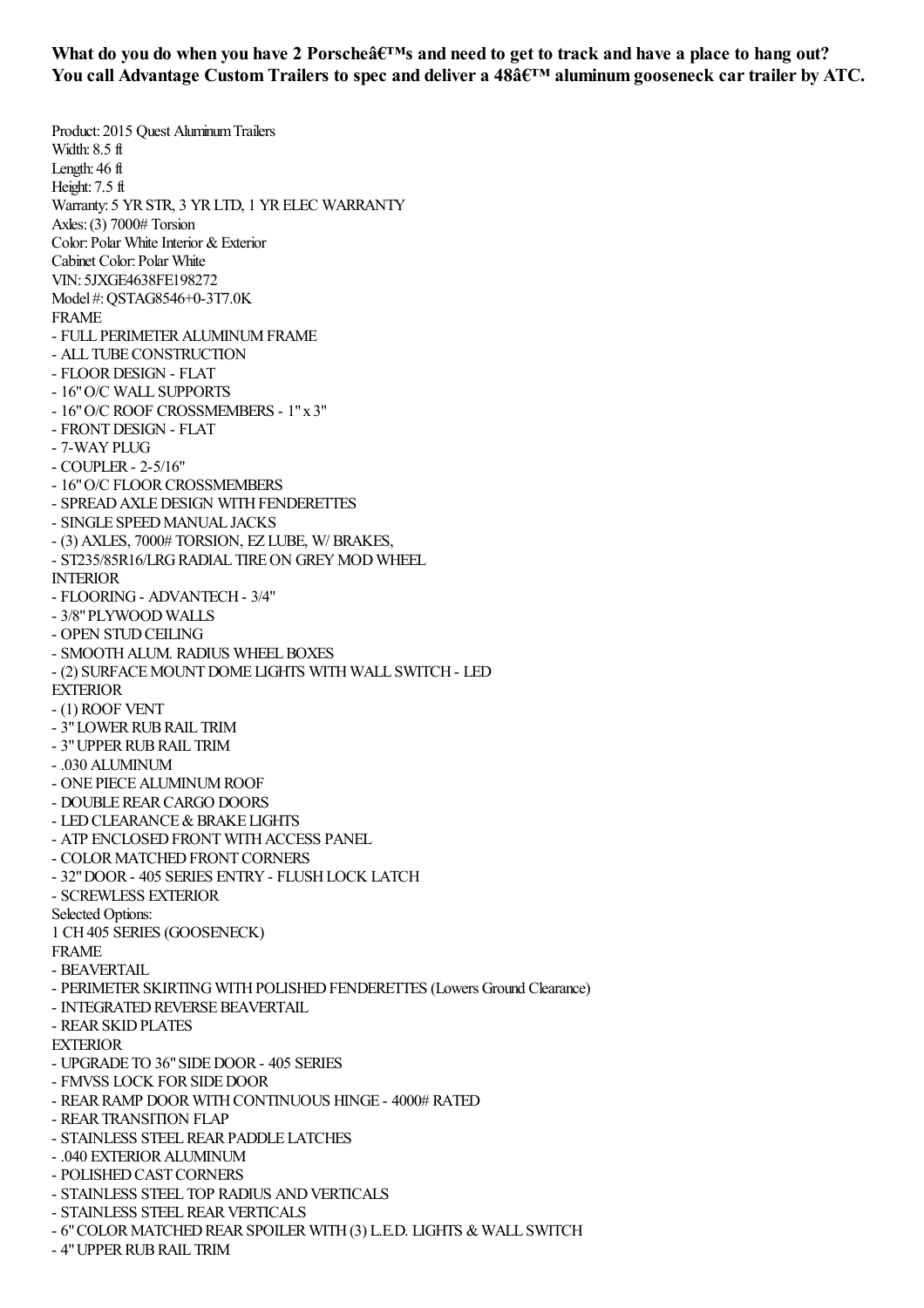**What do you do when you have 2 Porscheâ€™s and need to get to track and have a place to hang out? You call Advantage Custom Trailers to spec and deliver a 48â€™ aluminum gooseneck car trailer by ATC.**

Product: 2015 Quest Aluminum Trailers
Width: 8.5 ft
Length: 46 ft
Height: 7.5 ft
Warranty: 5 YR STR, 3 YR LTD, 1 YR ELEC WARRANTY
Axles: (3) 7000# Torsion
Color: Polar White Interior & Exterior
Cabinet Color: Polar White
VIN: 5JXGE4638FE198272
Model #: QSTAG8546+0-3T7.0K
FRAME
- FULL PERIMETER ALUMINUM FRAME
- ALL TUBE CONSTRUCTION
- FLOOR DESIGN - FLAT
- 16" O/C WALL SUPPORTS
- 16" O/C ROOF CROSSMEMBERS - 1" x 3"
- FRONT DESIGN - FLAT
- 7-WAY PLUG
- COUPLER - 2-5/16"
- 16" O/C FLOOR CROSSMEMBERS
- SPREAD AXLE DESIGN WITH FENDERETTES
- SINGLE SPEED MANUAL JACKS
- (3) AXLES, 7000# TORSION, EZ LUBE, W/ BRAKES,
- ST235/85R16/LRG RADIAL TIRE ON GREY MOD WHEEL
INTERIOR
- FLOORING - ADVANTECH - 3/4"
- 3/8" PLYWOOD WALLS
- OPEN STUD CEILING
- SMOOTH ALUM. RADIUS WHEEL BOXES
- (2) SURFACE MOUNT DOME LIGHTS WITH WALL SWITCH - LED
EXTERIOR
- (1) ROOF VENT
- 3" LOWER RUB RAIL TRIM
- 3" UPPER RUB RAIL TRIM
- .030 ALUMINUM
- ONE PIECE ALUMINUM ROOF
- DOUBLE REAR CARGO DOORS
- LED CLEARANCE & BRAKE LIGHTS
- ATP ENCLOSED FRONT WITH ACCESS PANEL
- COLOR MATCHED FRONT CORNERS
- 32" DOOR - 405 SERIES ENTRY - FLUSH LOCK LATCH
- SCREWLESS EXTERIOR
Selected Options:
1 CH 405 SERIES (GOOSENECK)
FRAME
- BEAVERTAIL
- PERIMETER SKIRTING WITH POLISHED FENDERETTES (Lowers Ground Clearance)
- INTEGRATED REVERSE BEAVERTAIL
- REAR SKID PLATES
EXTERIOR
- UPGRADE TO 36" SIDE DOOR - 405 SERIES
- FMVSS LOCK FOR SIDE DOOR
- REAR RAMP DOOR WITH CONTINUOUS HINGE - 4000# RATED
- REAR TRANSITION FLAP
- STAINLESS STEEL REAR PADDLE LATCHES
- .040 EXTERIOR ALUMINUM
- POLISHED CAST CORNERS
- STAINLESS STEEL TOP RADIUS AND VERTICALS
- STAINLESS STEEL REAR VERTICALS
- 6" COLOR MATCHED REAR SPOILER WITH (3) L.E.D. LIGHTS & WALL SWITCH
- 4" UPPER RUB RAIL TRIM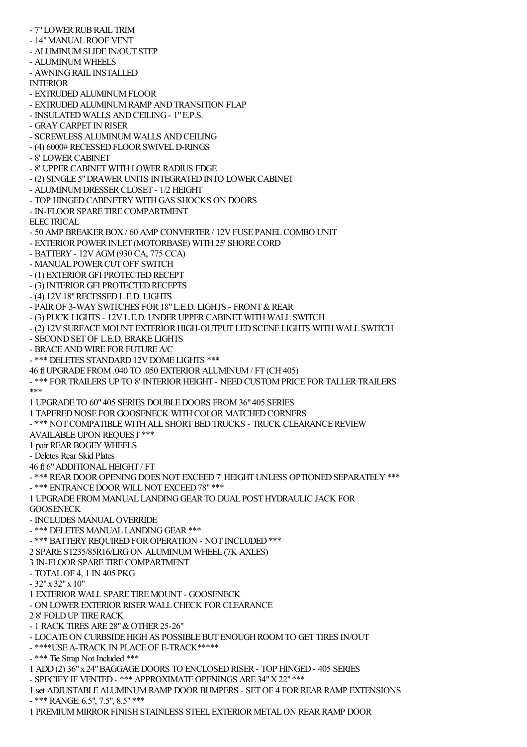- 7" LOWER RUB RAIL TRIM
- 14" MANUAL ROOF VENT
- ALUMINUM SLIDE IN/OUT STEP
- ALUMINUM WHEELS
- AWNING RAIL INSTALLED

INTERIOR

- EXTRUDED ALUMINUM FLOOR
- EXTRUDED ALUMINUM RAMP AND TRANSITION FLAP
- INSULATED WALLS AND CEILING - 1" E.P.S.
- GRAY CARPET IN RISER
- SCREWLESS ALUMINUM WALLS AND CEILING
- (4) 6000# RECESSED FLOOR SWIVEL D-RINGS
- 8' LOWER CABINET
- 8' UPPER CABINET WITH LOWER RADIUS EDGE
- (2) SINGLE 5" DRAWER UNITS INTEGRATED INTO LOWER CABINET
- ALUMINUM DRESSER CLOSET - 1/2 HEIGHT
- TOP HINGED CABINETRY WITH GAS SHOCKS ON DOORS
- IN-FLOOR SPARE TIRE COMPARTMENT

ELECTRICAL

- 50 AMP BREAKER BOX / 60 AMP CONVERTER / 12V FUSE PANEL COMBO UNIT
- EXTERIOR POWER INLET (MOTORBASE) WITH 25' SHORE CORD
- BATTERY - 12V AGM (930 CA, 775 CCA)
- MANUAL POWER CUT OFF SWITCH
- (1) EXTERIOR GFI PROTECTED RECEPT
- (3) INTERIOR GFI PROTECTED RECEPTS
- (4) 12V 18" RECESSED L.E.D. LIGHTS
- PAIR OF 3-WAY SWITCHES FOR 18" L.E.D. LIGHTS - FRONT & REAR
- (3) PUCK LIGHTS - 12V L.E.D. UNDER UPPER CABINET WITH WALL SWITCH
- (2) 12V SURFACE MOUNT EXTERIOR HIGH-OUTPUT LED SCENE LIGHTS WITH WALL SWITCH
- SECOND SET OF L.E.D. BRAKE LIGHTS
- BRACE AND WIRE FOR FUTURE A/C
- *** DELETES STANDARD 12V DOME LIGHTS ***

46 ft UPGRADE FROM .040 TO .050 EXTERIOR ALUMINUM / FT (CH 405)
- *** FOR TRAILERS UP TO 8' INTERIOR HEIGHT - NEED CUSTOM PRICE FOR TALLER TRAILERS ***

1 UPGRADE TO 60" 405 SERIES DOUBLE DOORS FROM 36" 405 SERIES

1 TAPERED NOSE FOR GOOSENECK WITH COLOR MATCHED CORNERS
- *** NOT COMPATIBLE WITH ALL SHORT BED TRUCKS - TRUCK CLEARANCE REVIEW AVAILABLE UPON REQUEST ***

1 pair REAR BOGEY WHEELS
- Deletes Rear Skid Plates

46 ft 6" ADDITIONAL HEIGHT / FT
- *** REAR DOOR OPENING DOES NOT EXCEED 7' HEIGHT UNLESS OPTIONED SEPARATELY ***
- *** ENTRANCE DOOR WILL NOT EXCEED 78" ***

1 UPGRADE FROM MANUAL LANDING GEAR TO DUAL POST HYDRAULIC JACK FOR GOOSENECK
- INCLUDES MANUAL OVERRIDE
- *** DELETES MANUAL LANDING GEAR ***
- *** BATTERY REQUIRED FOR OPERATION - NOT INCLUDED ***

2 SPARE ST235/85R16/LRG ON ALUMINUM WHEEL (7K AXLES)

3 IN-FLOOR SPARE TIRE COMPARTMENT
- TOTAL OF 4, 1 IN 405 PKG
- 32" x 32" x 10"

1 EXTERIOR WALL SPARE TIRE MOUNT - GOOSENECK
- ON LOWER EXTERIOR RISER WALL CHECK FOR CLEARANCE

2 8' FOLD UP TIRE RACK
- 1 RACK TIRES ARE 28" & OTHER 25-26"
- LOCATE ON CURBSIDE HIGH AS POSSIBLE BUT ENOUGH ROOM TO GET TIRES IN/OUT
- ****USE A-TRACK IN PLACE OF E-TRACK*****
- *** Tie Strap Not Included ***

1 ADD (2) 36" x 24" BAGGAGE DOORS TO ENCLOSED RISER - TOP HINGED - 405 SERIES
- SPECIFY IF VENTED - *** APPROXIMATE OPENINGS ARE 34" X 22" ***

1 set ADJUSTABLE ALUMINUM RAMP DOOR BUMPERS - SET OF 4 FOR REAR RAMP EXTENSIONS
- *** RANGE: 6.5", 7.5", 8.5" ***

1 PREMIUM MIRROR FINISH STAINLESS STEEL EXTERIOR METAL ON REAR RAMP DOOR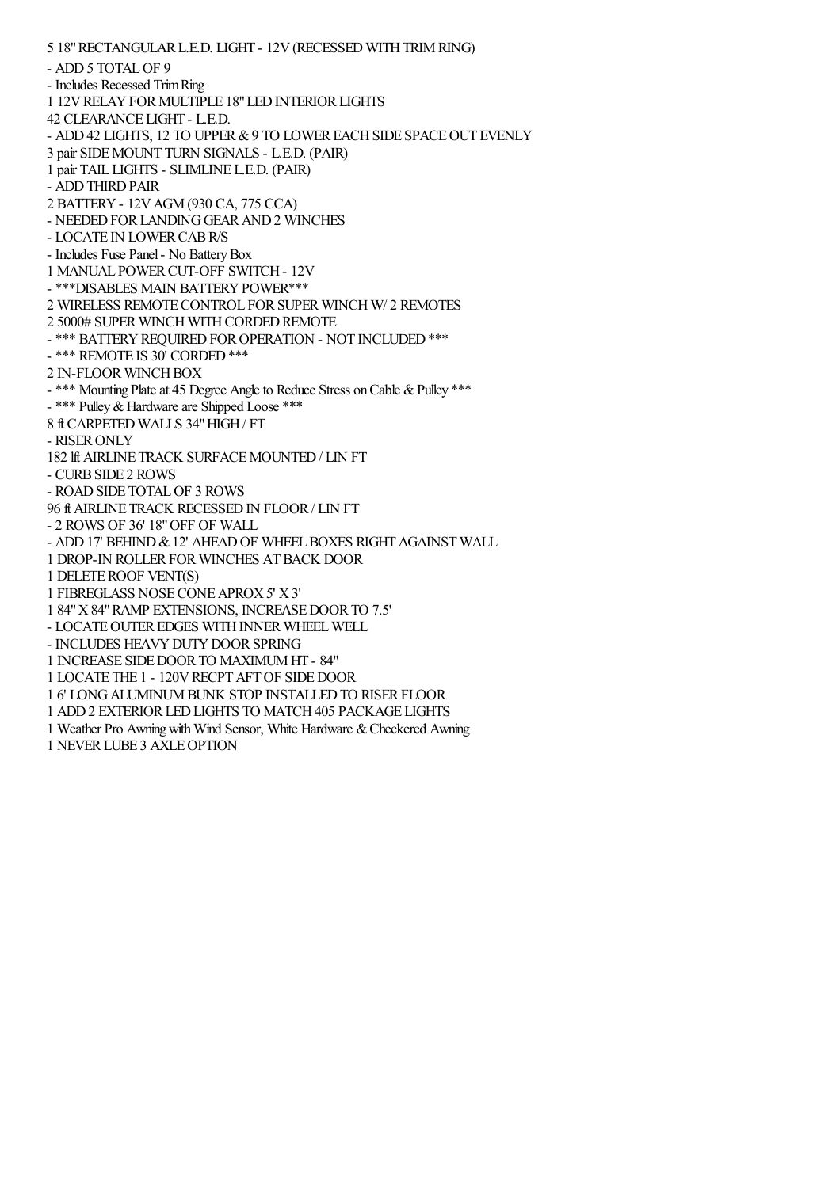5 18" RECTANGULAR L.E.D. LIGHT - 12V (RECESSED WITH TRIM RING)
- ADD 5 TOTAL OF 9
- Includes Recessed Trim Ring

1 12V RELAY FOR MULTIPLE 18" LED INTERIOR LIGHTS

42 CLEARANCE LIGHT - L.E.D.
- ADD 42 LIGHTS, 12 TO UPPER & 9 TO LOWER EACH SIDE SPACE OUT EVENLY

3 pair SIDE MOUNT TURN SIGNALS - L.E.D. (PAIR)

1 pair TAIL LIGHTS - SLIMLINE L.E.D. (PAIR)
- ADD THIRD PAIR

2 BATTERY - 12V AGM (930 CA, 775 CCA)
- NEEDED FOR LANDING GEAR AND 2 WINCHES
- LOCATE IN LOWER CAB R/S
- Includes Fuse Panel - No Battery Box

1 MANUAL POWER CUT-OFF SWITCH - 12V
- ***DISABLES MAIN BATTERY POWER***

2 WIRELESS REMOTE CONTROL FOR SUPER WINCH W/ 2 REMOTES

2 5000# SUPER WINCH WITH CORDED REMOTE
- *** BATTERY REQUIRED FOR OPERATION - NOT INCLUDED ***
- *** REMOTE IS 30' CORDED ***

2 IN-FLOOR WINCH BOX
- *** Mounting Plate at 45 Degree Angle to Reduce Stress on Cable & Pulley ***
- *** Pulley & Hardware are Shipped Loose ***

8 ft CARPETED WALLS 34" HIGH / FT
- RISER ONLY

182 lft AIRLINE TRACK SURFACE MOUNTED / LIN FT
- CURB SIDE 2 ROWS
- ROAD SIDE TOTAL OF 3 ROWS

96 ft AIRLINE TRACK RECESSED IN FLOOR / LIN FT
- 2 ROWS OF 36' 18" OFF OF WALL
- ADD 17' BEHIND & 12' AHEAD OF WHEEL BOXES RIGHT AGAINST WALL

1 DROP-IN ROLLER FOR WINCHES AT BACK DOOR

1 DELETE ROOF VENT(S)

1 FIBREGLASS NOSE CONE APROX 5' X 3'

1 84" X 84" RAMP EXTENSIONS, INCREASE DOOR TO 7.5'
- LOCATE OUTER EDGES WITH INNER WHEEL WELL
- INCLUDES HEAVY DUTY DOOR SPRING

1 INCREASE SIDE DOOR TO MAXIMUM HT - 84"

1 LOCATE THE 1 - 120V RECPT AFT OF SIDE DOOR

1 6' LONG ALUMINUM BUNK STOP INSTALLED TO RISER FLOOR

1 ADD 2 EXTERIOR LED LIGHTS TO MATCH 405 PACKAGE LIGHTS

1 Weather Pro Awning with Wind Sensor, White Hardware & Checkered Awning

1 NEVER LUBE 3 AXLE OPTION